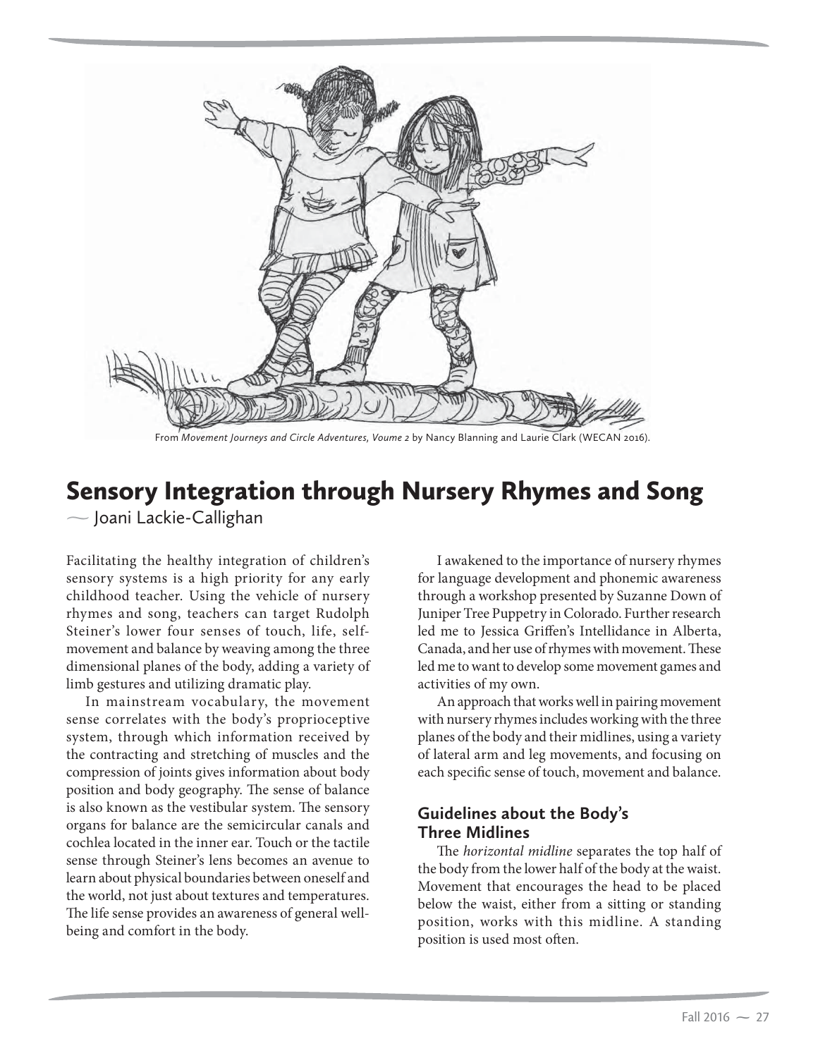From *Movement Journeys and Circle Adventures, Vo*u*me 2* by Nancy Blanning and Laurie Clark (WECAN 2016).

# Sensory Integration through Nursery Rhymes and Song

— Joani Lackie-Callighan

Facilitating the healthy integration of children's sensory systems is a high priority for any early childhood teacher. Using the vehicle of nursery rhymes and song, teachers can target Rudolph Steiner's lower four senses of touch, life, self-movement and balance by weaving among the three dimensional planes of the body, adding a variety of limb gestures and utilizing dramatic play.

In mainstream vocabulary, the movement sense correlates with the body's proprioceptive system, through which information received by the contracting and stretching of muscles and the compression of joints gives information about body position and body geography. The sense of balance is also known as the vestibular system. The sensory organs for balance are the semicircular canals and cochlea located in the inner ear. Touch or the tactile sense through Steiner's lens becomes an avenue to learn about physical boundaries between oneself and the world, not just about textures and temperatures. The life sense provides an awareness of general well-being and comfort in the body.

I awakened to the importance of nursery rhymes for language development and phonemic awareness through a workshop presented by Suzanne Down of Juniper Tree Puppetry in Colorado. Further research led me to Jessica Griffen's Intellidance in Alberta, Canada, and her use of rhymes with movement. These led me to want to develop some movement games and activities of my own.

An approach that works well in pairing movement with nursery rhymes includes working with the three planes of the body and their midlines, using a variety of lateral arm and leg movements, and focusing on each specific sense of touch, movement and balance.

### Guidelines about the Body's Three Midlines

The *horizontal midline* separates the top half of the body from the lower half of the body at the waist. Movement that encourages the head to be placed below the waist, either from a sitting or standing position, works with this midline. A standing position is used most often.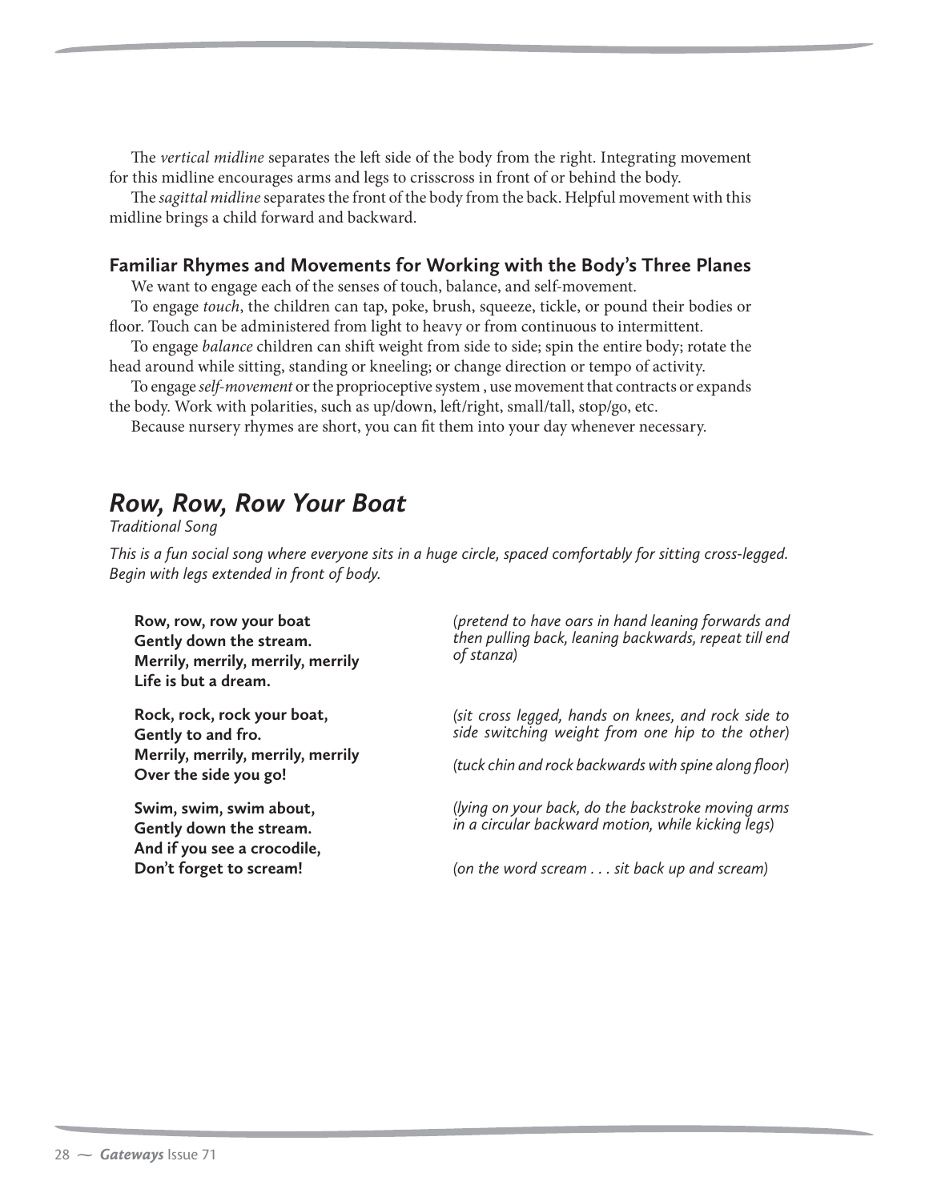The *vertical midline* separates the left side of the body from the right. Integrating movement for this midline encourages arms and legs to crisscross in front of or behind the body.

The *sagittal midline* separates the front of the body from the back. Helpful movement with this midline brings a child forward and backward.

### Familiar Rhymes and Movements for Working with the Body's Three Planes

We want to engage each of the senses of touch, balance, and self-movement.

To engage *touch*, the children can tap, poke, brush, squeeze, tickle, or pound their bodies or floor. Touch can be administered from light to heavy or from continuous to intermittent.

To engage *balance* children can shift weight from side to side; spin the entire body; rotate the head around while sitting, standing or kneeling; or change direction or tempo of activity.

To engage *self-movement* or the proprioceptive system , use movement that contracts or expands the body. Work with polarities, such as up/down, left/right, small/tall, stop/go, etc.

Because nursery rhymes are short, you can fit them into your day whenever necessary.

## *Row, Row, Row Your Boat*

*Traditional Song*

*This is a fun social song where everyone sits in a huge circle, spaced comfortably for sitting cross-legged. Begin with legs extended in front of body.*

**Row, row, row your boat**
**Gently down the stream.**
**Merrily, merrily, merrily, merrily**
**Life is but a dream.**

*(pretend to have oars in hand leaning forwards and then pulling back, leaning backwards, repeat till end of stanza)*

**Rock, rock, rock your boat,**
**Gently to and fro.**

*(sit cross legged, hands on knees, and rock side to side switching weight from one hip to the other)*

**Merrily, merrily, merrily, merrily**
**Over the side you go!**

*(tuck chin and rock backwards with spine along floor)*

**Swim, swim, swim about,**
**Gently down the stream.**
**And if you see a crocodile,**

*(lying on your back, do the backstroke moving arms in a circular backward motion, while kicking legs)*

**Don't forget to scream!**

*(on the word scream . . . sit back up and scream)*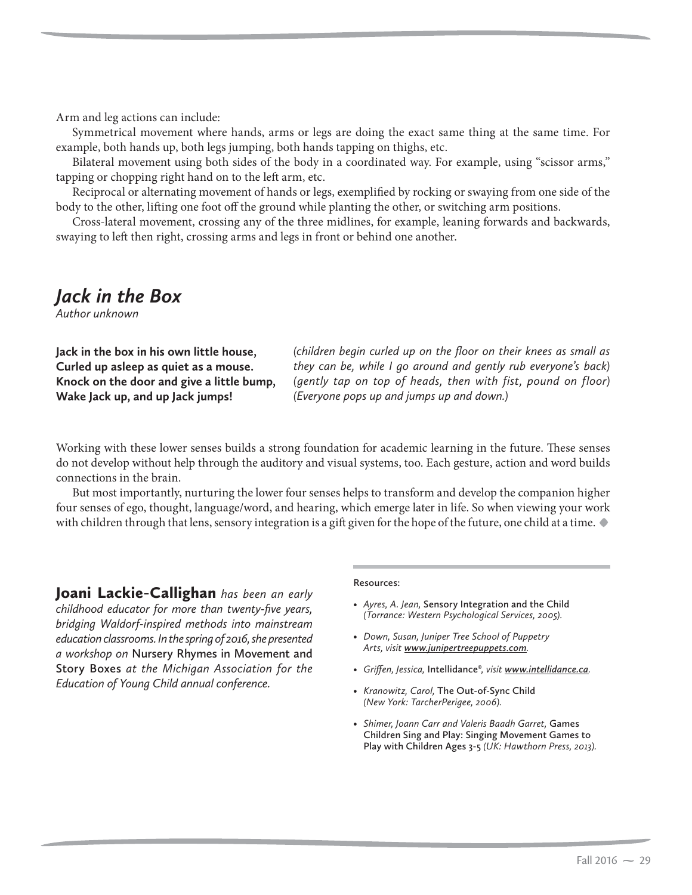Arm and leg actions can include:

Symmetrical movement where hands, arms or legs are doing the exact same thing at the same time. For example, both hands up, both legs jumping, both hands tapping on thighs, etc.

Bilateral movement using both sides of the body in a coordinated way. For example, using "scissor arms," tapping or chopping right hand on to the left arm, etc.

Reciprocal or alternating movement of hands or legs, exemplified by rocking or swaying from one side of the body to the other, lifting one foot off the ground while planting the other, or switching arm positions.

Cross-lateral movement, crossing any of the three midlines, for example, leaning forwards and backwards, swaying to left then right, crossing arms and legs in front or behind one another.

## *Jack in the Box*

*Author unknown*

**Jack in the box in his own little house,**
**Curled up asleep as quiet as a mouse.**
*(children begin curled up on the floor on their knees as small as they can be, while I go around and gently rub everyone's back)*

**Knock on the door and give a little bump,**
*(gently tap on top of heads, then with fist, pound on floor)*

**Wake Jack up, and up Jack jumps!**
*(Everyone pops up and jumps up and down.)*

Working with these lower senses builds a strong foundation for academic learning in the future. These senses do not develop without help through the auditory and visual systems, too. Each gesture, action and word builds connections in the brain.

But most importantly, nurturing the lower four senses helps to transform and develop the companion higher four senses of ego, thought, language/word, and hearing, which emerge later in life. So when viewing your work with children through that lens, sensory integration is a gift given for the hope of the future, one child at a time. ◆

**Joani Lackie-Callighan** *has been an early childhood educator for more than twenty-five years, bridging Waldorf-inspired methods into mainstream education classrooms. In the spring of 2016, she presented a workshop on* Nursery Rhymes in Movement and Story Boxes *at the Michigan Association for the Education of Young Child annual conference.*

Resources:

- *Ayres, A. Jean,* Sensory Integration and the Child *(Torrance: Western Psychological Services, 2005).*
- *Down, Susan, Juniper Tree School of Puppetry Arts, visit* ***www.junipertreepuppets.com****.*
- *Griffen, Jessica,* Intellidance®*, visit* ***www.intellidance.ca****.*
- *Kranowitz, Carol,* The Out-of-Sync Child *(New York: TarcherPerigee, 2006).*
- *Shimer, Joann Carr and Valeris Baadh Garret,* Games Children Sing and Play: Singing Movement Games to Play with Children Ages 3-5 *(UK: Hawthorn Press, 2013).*